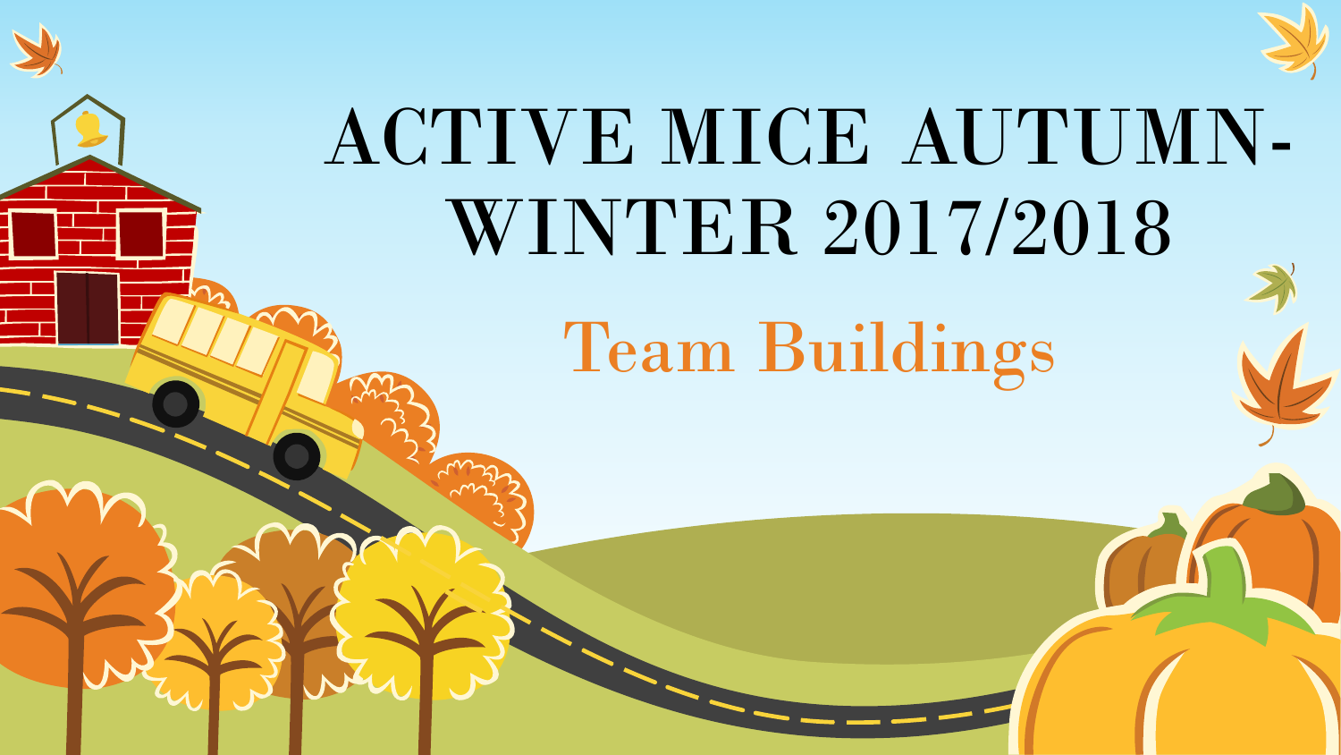# ACTIVE MICE AUTUMN-WINTER 2017/2018

## Team Buildings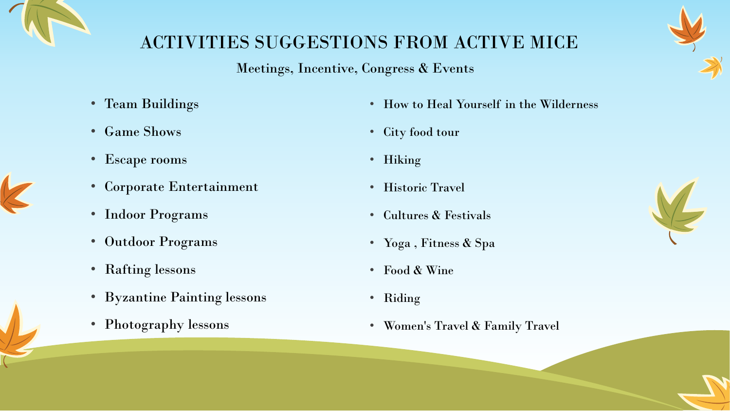# ACTIVITIES SUGGESTIONS FROM ACTIVE MICE

Meetings, Incentive, Congress & Events

- Team Buildings
- Game Shows
- Escape rooms
- Corporate Entertainment
- Indoor Programs
- Outdoor Programs
- Rafting lessons
- Byzantine Painting lessons
- Photography lessons
- How to Heal Yourself in the Wilderness
- City food tour
- Hiking
- Historic Travel
- Cultures & Festivals
- Yoga , Fitness & Spa
- Food & Wine
- Riding
- Women's Travel & Family Travel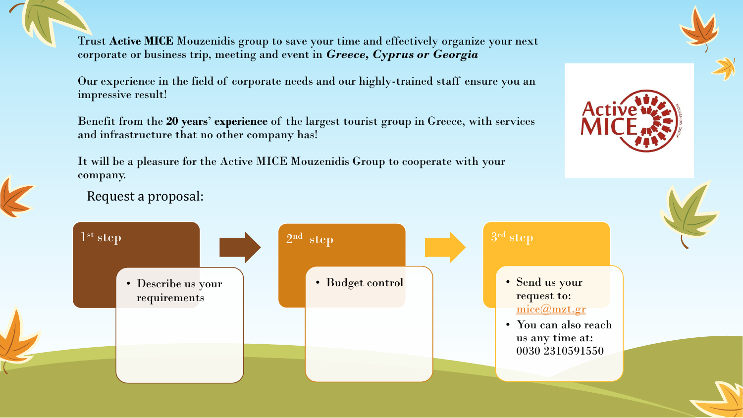Trust **Active MICE** Mouzenidis group to save your time and effectively organize your next corporate or business trip, meeting and event in ***Greece, Cyprus or Georgia***

Our experience in the field of corporate needs and our highly-trained staff ensure you an impressive result!

Benefit from the **20 years' experience** of the largest tourist group in Greece, with services and infrastructure that no other company has!

It will be a pleasure for the Active MICE Mouzenidis Group to cooperate with your company.

Active MICE

Request a proposal:

1st step

- Describe us your requirements

2nd step

- Budget control

3rd step

- Send us your request to: mice@mzt.gr
- You can also reach us any time at: 0030 2310591550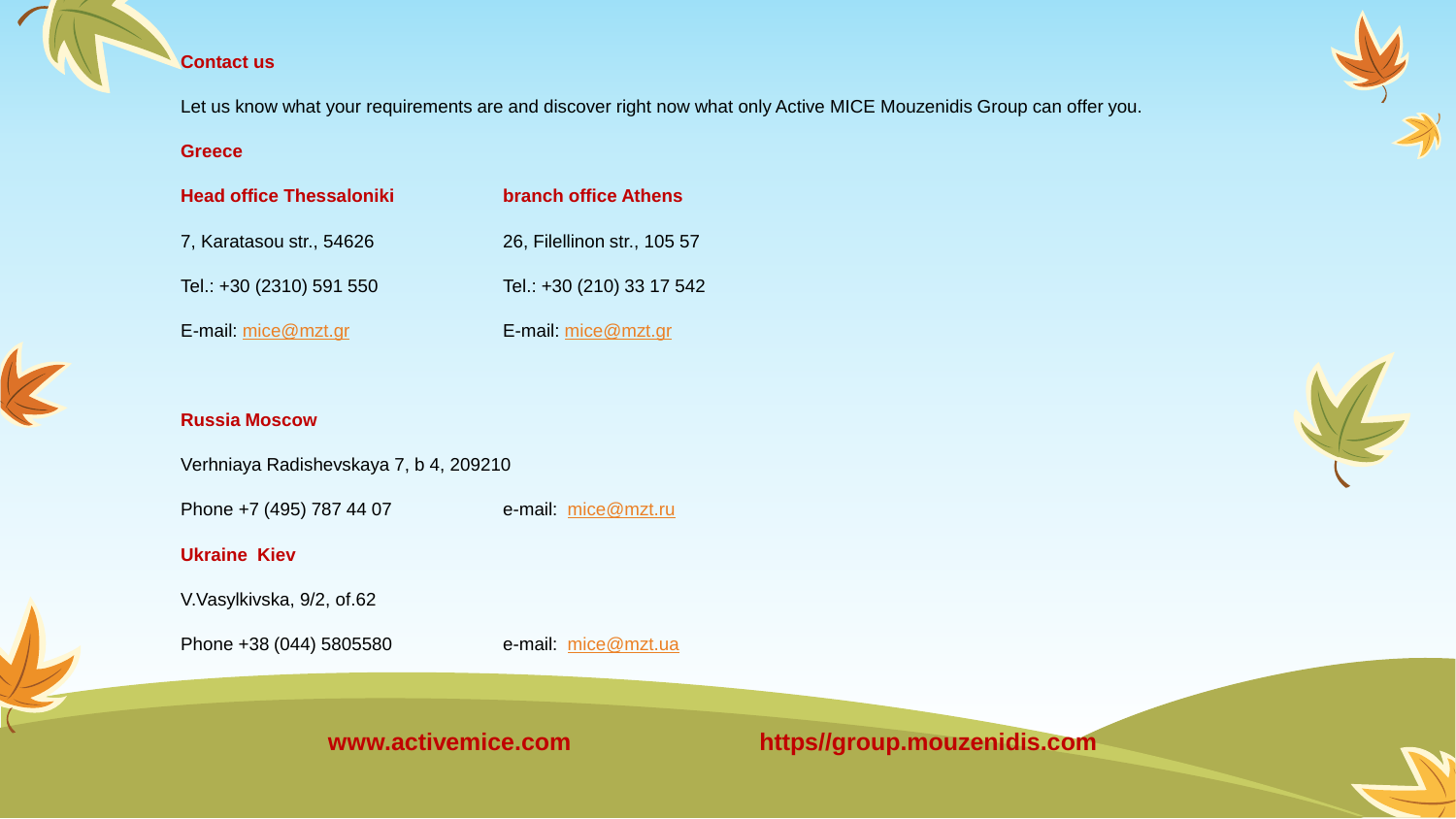## Contact us

Let us know what your requirements are and discover right now what only Active MICE Mouzenidis Group can offer you.

### Greece

**Head office Thessaloniki**

7, Karatasou str., 54626

Tel.: +30 (2310) 591 550

E-mail: mice@mzt.gr

**branch office Athens**

26, Filellinon str., 105 57

Tel.: +30 (210) 33 17 542

E-mail: mice@mzt.gr

### Russia Moscow

Verhniaya Radishevskaya 7, b 4, 209210

Phone +7 (495) 787 44 07

e-mail: mice@mzt.ru

### Ukraine Kiev

V.Vasylkivska, 9/2, of.62

Phone +38 (044) 5805580

e-mail: mice@mzt.ua

**www.activemice.com**

**https//group.mouzenidis.com**